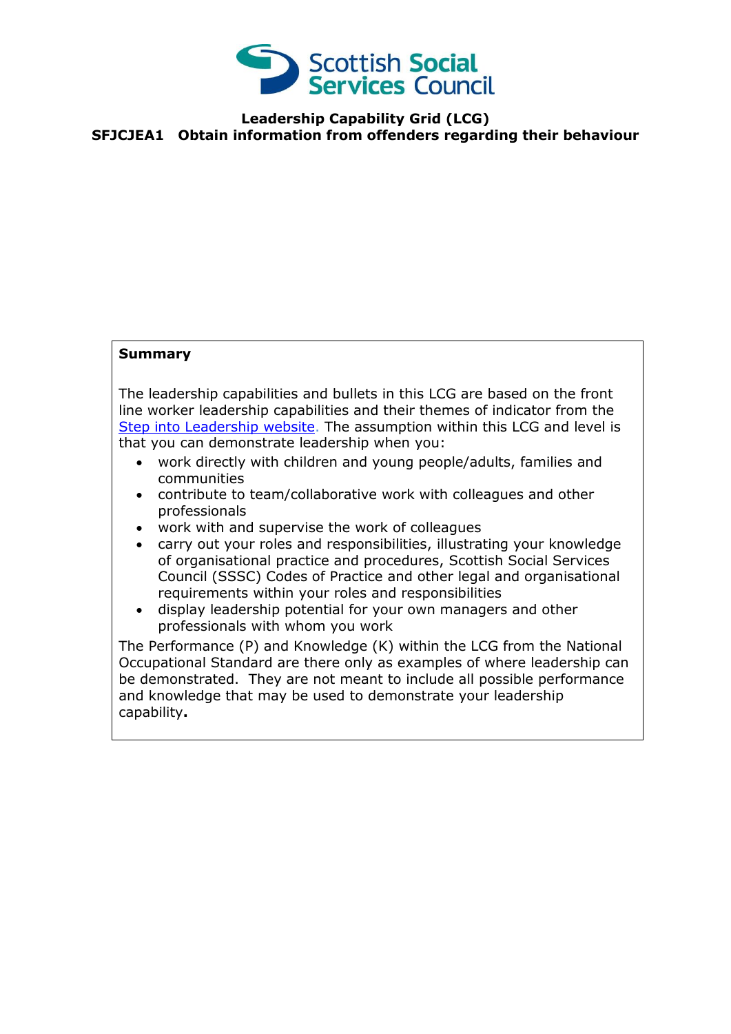Scottish Social Services Council

**Leadership Capability Grid (LCG)**
**SFJCJEA1 Obtain information from offenders regarding their behaviour**

**Summary**

The leadership capabilities and bullets in this LCG are based on the front line worker leadership capabilities and their themes of indicator from the [Step into Leadership website](). The assumption within this LCG and level is that you can demonstrate leadership when you:

- work directly with children and young people/adults, families and communities
- contribute to team/collaborative work with colleagues and other professionals
- work with and supervise the work of colleagues
- carry out your roles and responsibilities, illustrating your knowledge of organisational practice and procedures, Scottish Social Services Council (SSSC) Codes of Practice and other legal and organisational requirements within your roles and responsibilities
- display leadership potential for your own managers and other professionals with whom you work

The Performance (P) and Knowledge (K) within the LCG from the National Occupational Standard are there only as examples of where leadership can be demonstrated. They are not meant to include all possible performance and knowledge that may be used to demonstrate your leadership capability**.**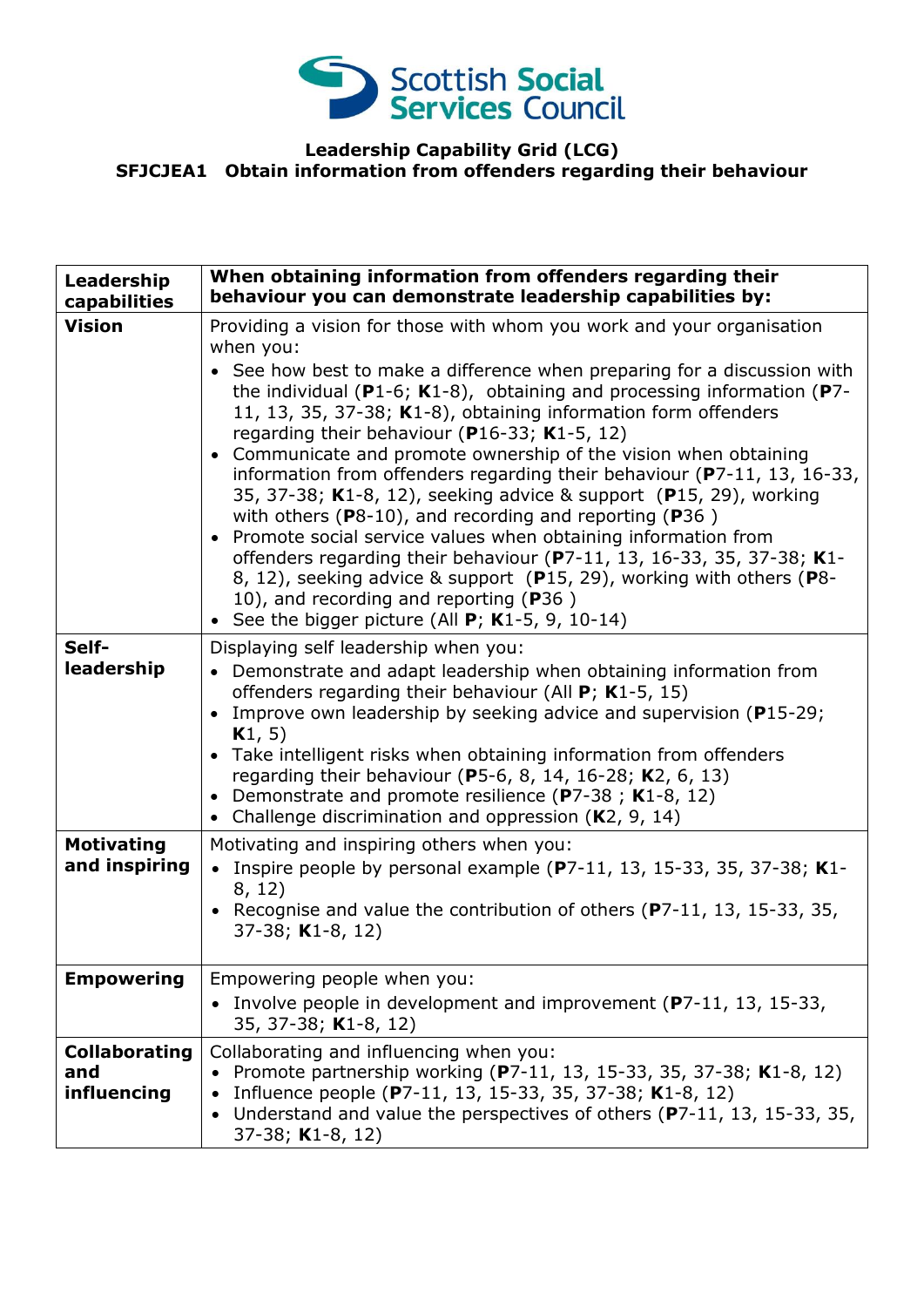**Leadership Capability Grid (LCG)**
**SFJCJEA1 Obtain information from offenders regarding their behaviour**

| Leadership capabilities | When obtaining information from offenders regarding their behaviour you can demonstrate leadership capabilities by: |
| --- | --- |
| **Vision** | Providing a vision for those with whom you work and your organisation when you:<br>• See how best to make a difference when preparing for a discussion with the individual (**P**1-6; **K**1-8), obtaining and processing information (**P**7-11, 13, 35, 37-38; **K**1-8), obtaining information form offenders regarding their behaviour (**P**16-33; **K**1-5, 12)<br>• Communicate and promote ownership of the vision when obtaining information from offenders regarding their behaviour (**P**7-11, 13, 16-33, 35, 37-38; **K**1-8, 12), seeking advice & support (**P**15, 29), working with others (**P**8-10), and recording and reporting (**P**36 )<br>• Promote social service values when obtaining information from offenders regarding their behaviour (**P**7-11, 13, 16-33, 35, 37-38; **K**1-8, 12), seeking advice & support (**P**15, 29), working with others (**P**8-10), and recording and reporting (**P**36 )<br>• See the bigger picture (All **P**; **K**1-5, 9, 10-14) |
| **Self-leadership** | Displaying self leadership when you:<br>• Demonstrate and adapt leadership when obtaining information from offenders regarding their behaviour (All **P**; **K**1-5, 15)<br>• Improve own leadership by seeking advice and supervision (**P**15-29; **K**1, 5)<br>• Take intelligent risks when obtaining information from offenders regarding their behaviour (**P**5-6, 8, 14, 16-28; **K**2, 6, 13)<br>• Demonstrate and promote resilience (**P**7-38 ; **K**1-8, 12)<br>• Challenge discrimination and oppression (**K**2, 9, 14) |
| **Motivating and inspiring** | Motivating and inspiring others when you:<br>• Inspire people by personal example (**P**7-11, 13, 15-33, 35, 37-38; **K**1-8, 12)<br>• Recognise and value the contribution of others (**P**7-11, 13, 15-33, 35, 37-38; **K**1-8, 12) |
| **Empowering** | Empowering people when you:<br>• Involve people in development and improvement (**P**7-11, 13, 15-33, 35, 37-38; **K**1-8, 12) |
| **Collaborating and influencing** | Collaborating and influencing when you:<br>• Promote partnership working (**P**7-11, 13, 15-33, 35, 37-38; **K**1-8, 12)<br>• Influence people (**P**7-11, 13, 15-33, 35, 37-38; **K**1-8, 12)<br>• Understand and value the perspectives of others (**P**7-11, 13, 15-33, 35, 37-38; **K**1-8, 12) |